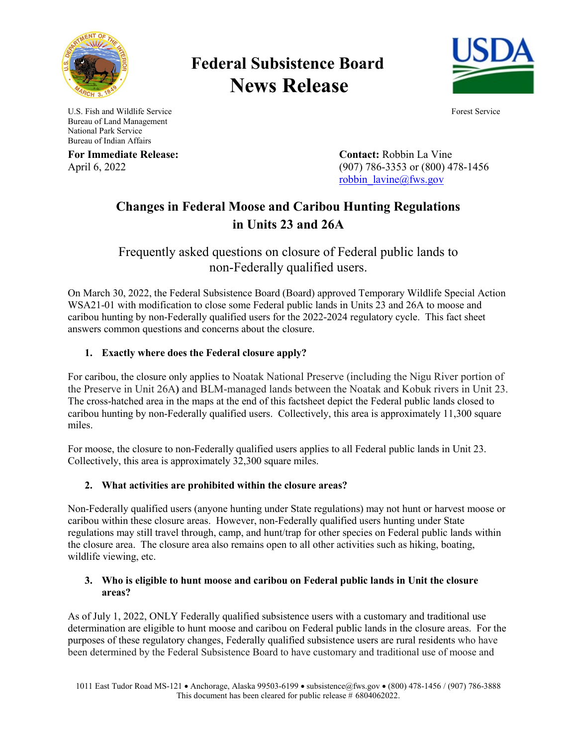# Federal Subsistence Board
# News Release

U.S. Fish and Wildlife Service
Bureau of Land Management
National Park Service
Bureau of Indian Affairs

Forest Service

**For Immediate Release:**
April 6, 2022

**Contact:** Robbin La Vine
(907) 786-3353 or (800) 478-1456
robbin_lavine@fws.gov

## Changes in Federal Moose and Caribou Hunting Regulations in Units 23 and 26A

### Frequently asked questions on closure of Federal public lands to non-Federally qualified users.

On March 30, 2022, the Federal Subsistence Board (Board) approved Temporary Wildlife Special Action WSA21-01 with modification to close some Federal public lands in Units 23 and 26A to moose and caribou hunting by non-Federally qualified users for the 2022-2024 regulatory cycle. This fact sheet answers common questions and concerns about the closure.

1. **Exactly where does the Federal closure apply?**

For caribou, the closure only applies to Noatak National Preserve (including the Nigu River portion of the Preserve in Unit 26A**)** and BLM-managed lands between the Noatak and Kobuk rivers in Unit 23. The cross-hatched area in the maps at the end of this factsheet depict the Federal public lands closed to caribou hunting by non-Federally qualified users. Collectively, this area is approximately 11,300 square miles.

For moose, the closure to non-Federally qualified users applies to all Federal public lands in Unit 23. Collectively, this area is approximately 32,300 square miles.

2. **What activities are prohibited within the closure areas?**

Non-Federally qualified users (anyone hunting under State regulations) may not hunt or harvest moose or caribou within these closure areas. However, non-Federally qualified users hunting under State regulations may still travel through, camp, and hunt/trap for other species on Federal public lands within the closure area. The closure area also remains open to all other activities such as hiking, boating, wildlife viewing, etc.

3. **Who is eligible to hunt moose and caribou on Federal public lands in Unit the closure areas?**

As of July 1, 2022, ONLY Federally qualified subsistence users with a customary and traditional use determination are eligible to hunt moose and caribou on Federal public lands in the closure areas. For the purposes of these regulatory changes, Federally qualified subsistence users are rural residents who have been determined by the Federal Subsistence Board to have customary and traditional use of moose and

1011 East Tudor Road MS-121 • Anchorage, Alaska 99503-6199 • subsistence@fws.gov • (800) 478-1456 / (907) 786-3888
This document has been cleared for public release # 6804062022.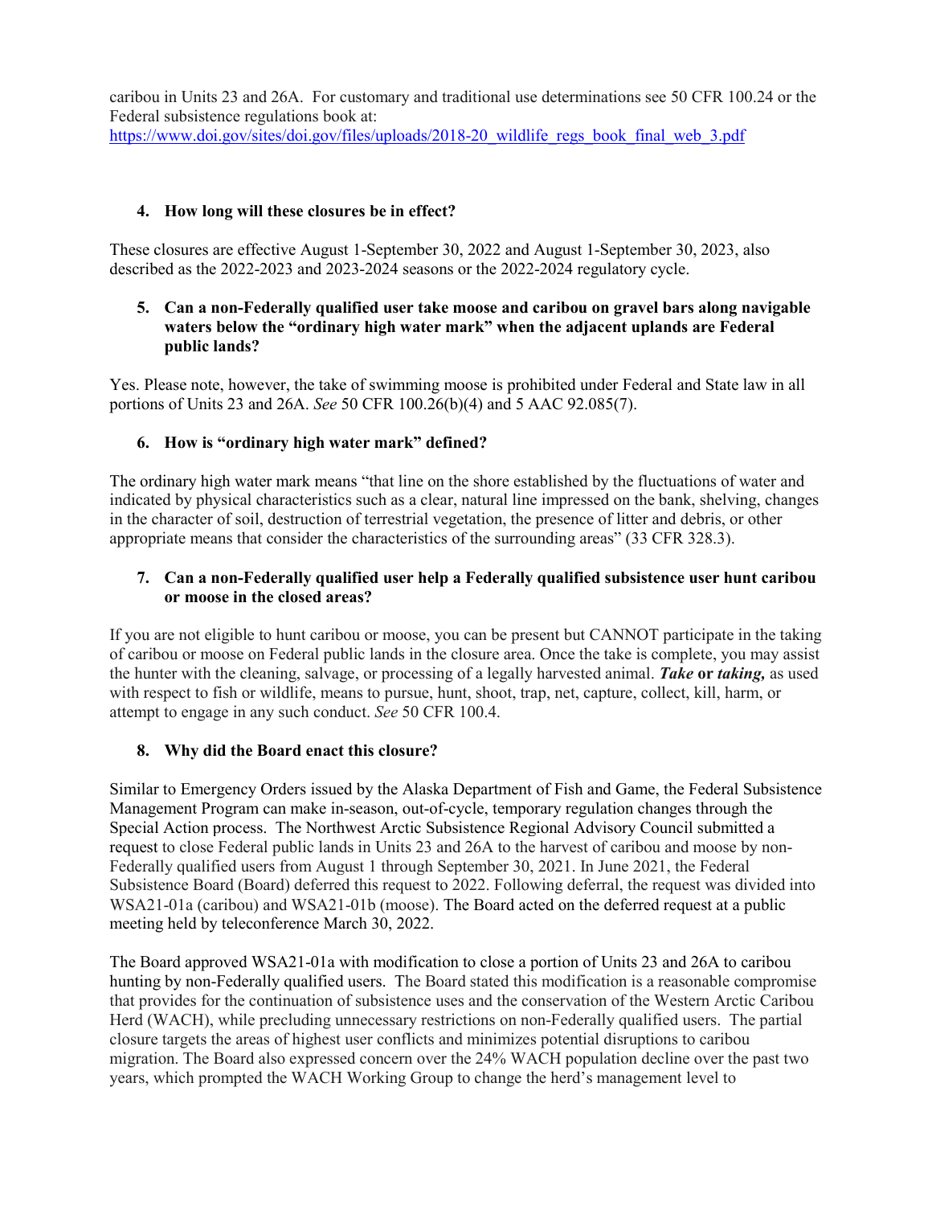caribou in Units 23 and 26A. For customary and traditional use determinations see 50 CFR 100.24 or the Federal subsistence regulations book at: https://www.doi.gov/sites/doi.gov/files/uploads/2018-20_wildlife_regs_book_final_web_3.pdf

**4. How long will these closures be in effect?**

These closures are effective August 1-September 30, 2022 and August 1-September 30, 2023, also described as the 2022-2023 and 2023-2024 seasons or the 2022-2024 regulatory cycle.

**5. Can a non-Federally qualified user take moose and caribou on gravel bars along navigable waters below the "ordinary high water mark" when the adjacent uplands are Federal public lands?**

Yes. Please note, however, the take of swimming moose is prohibited under Federal and State law in all portions of Units 23 and 26A. *See* 50 CFR 100.26(b)(4) and 5 AAC 92.085(7).

**6. How is "ordinary high water mark" defined?**

The ordinary high water mark means "that line on the shore established by the fluctuations of water and indicated by physical characteristics such as a clear, natural line impressed on the bank, shelving, changes in the character of soil, destruction of terrestrial vegetation, the presence of litter and debris, or other appropriate means that consider the characteristics of the surrounding areas" (33 CFR 328.3).

**7. Can a non-Federally qualified user help a Federally qualified subsistence user hunt caribou or moose in the closed areas?**

If you are not eligible to hunt caribou or moose, you can be present but CANNOT participate in the taking of caribou or moose on Federal public lands in the closure area. Once the take is complete, you may assist the hunter with the cleaning, salvage, or processing of a legally harvested animal. ***Take*** **or** ***taking,*** as used with respect to fish or wildlife, means to pursue, hunt, shoot, trap, net, capture, collect, kill, harm, or attempt to engage in any such conduct. *See* 50 CFR 100.4.

**8. Why did the Board enact this closure?**

Similar to Emergency Orders issued by the Alaska Department of Fish and Game, the Federal Subsistence Management Program can make in-season, out-of-cycle, temporary regulation changes through the Special Action process. The Northwest Arctic Subsistence Regional Advisory Council submitted a request to close Federal public lands in Units 23 and 26A to the harvest of caribou and moose by non-Federally qualified users from August 1 through September 30, 2021. In June 2021, the Federal Subsistence Board (Board) deferred this request to 2022. Following deferral, the request was divided into WSA21-01a (caribou) and WSA21-01b (moose). The Board acted on the deferred request at a public meeting held by teleconference March 30, 2022.

The Board approved WSA21-01a with modification to close a portion of Units 23 and 26A to caribou hunting by non-Federally qualified users. The Board stated this modification is a reasonable compromise that provides for the continuation of subsistence uses and the conservation of the Western Arctic Caribou Herd (WACH), while precluding unnecessary restrictions on non-Federally qualified users. The partial closure targets the areas of highest user conflicts and minimizes potential disruptions to caribou migration. The Board also expressed concern over the 24% WACH population decline over the past two years, which prompted the WACH Working Group to change the herd's management level to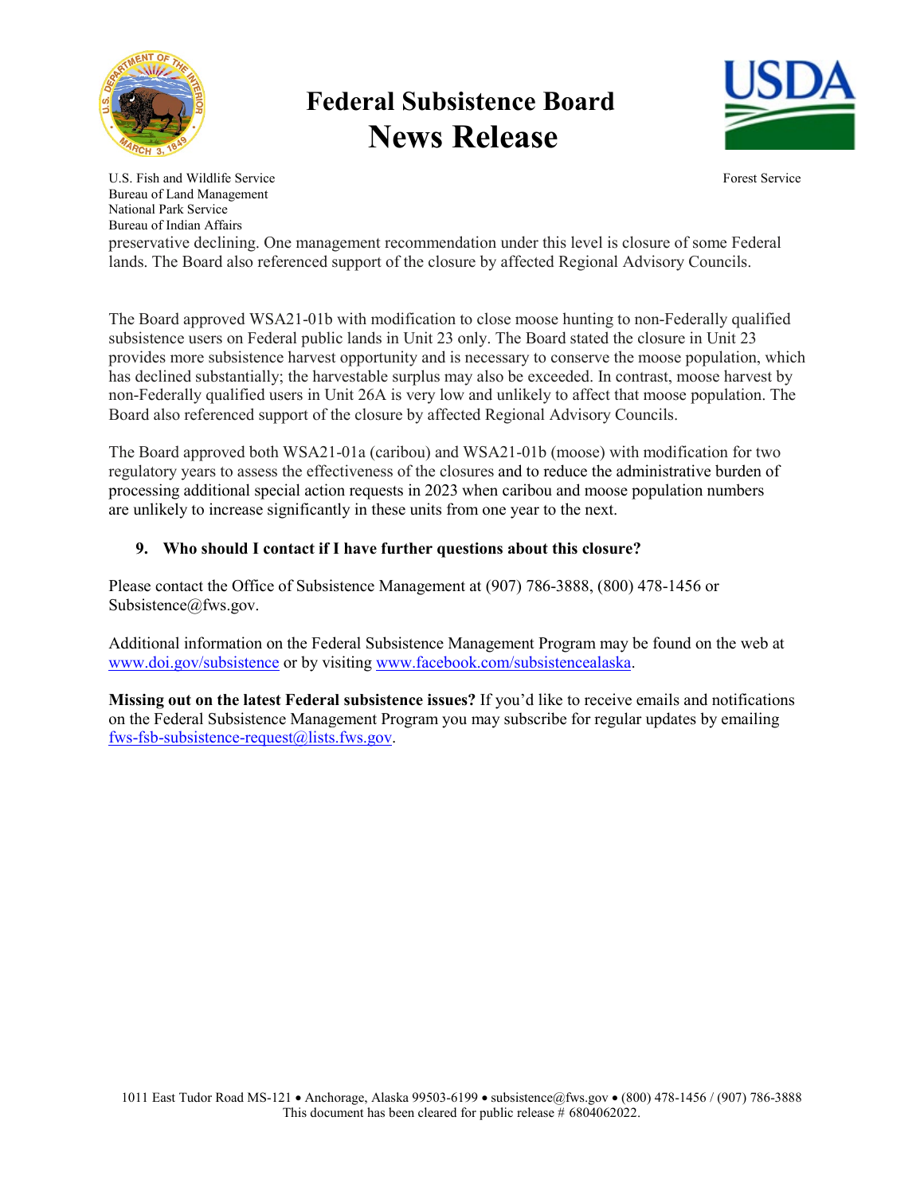preservative declining. One management recommendation under this level is closure of some Federal lands. The Board also referenced support of the closure by affected Regional Advisory Councils.

The Board approved WSA21-01b with modification to close moose hunting to non-Federally qualified subsistence users on Federal public lands in Unit 23 only. The Board stated the closure in Unit 23 provides more subsistence harvest opportunity and is necessary to conserve the moose population, which has declined substantially; the harvestable surplus may also be exceeded. In contrast, moose harvest by non-Federally qualified users in Unit 26A is very low and unlikely to affect that moose population. The Board also referenced support of the closure by affected Regional Advisory Councils.

The Board approved both WSA21-01a (caribou) and WSA21-01b (moose) with modification for two regulatory years to assess the effectiveness of the closures and to reduce the administrative burden of processing additional special action requests in 2023 when caribou and moose population numbers are unlikely to increase significantly in these units from one year to the next.

**9. Who should I contact if I have further questions about this closure?**

Please contact the Office of Subsistence Management at (907) 786-3888, (800) 478-1456 or Subsistence@fws.gov.

Additional information on the Federal Subsistence Management Program may be found on the web at www.doi.gov/subsistence or by visiting www.facebook.com/subsistencealaska.

**Missing out on the latest Federal subsistence issues?** If you'd like to receive emails and notifications on the Federal Subsistence Management Program you may subscribe for regular updates by emailing fws-fsb-subsistence-request@lists.fws.gov.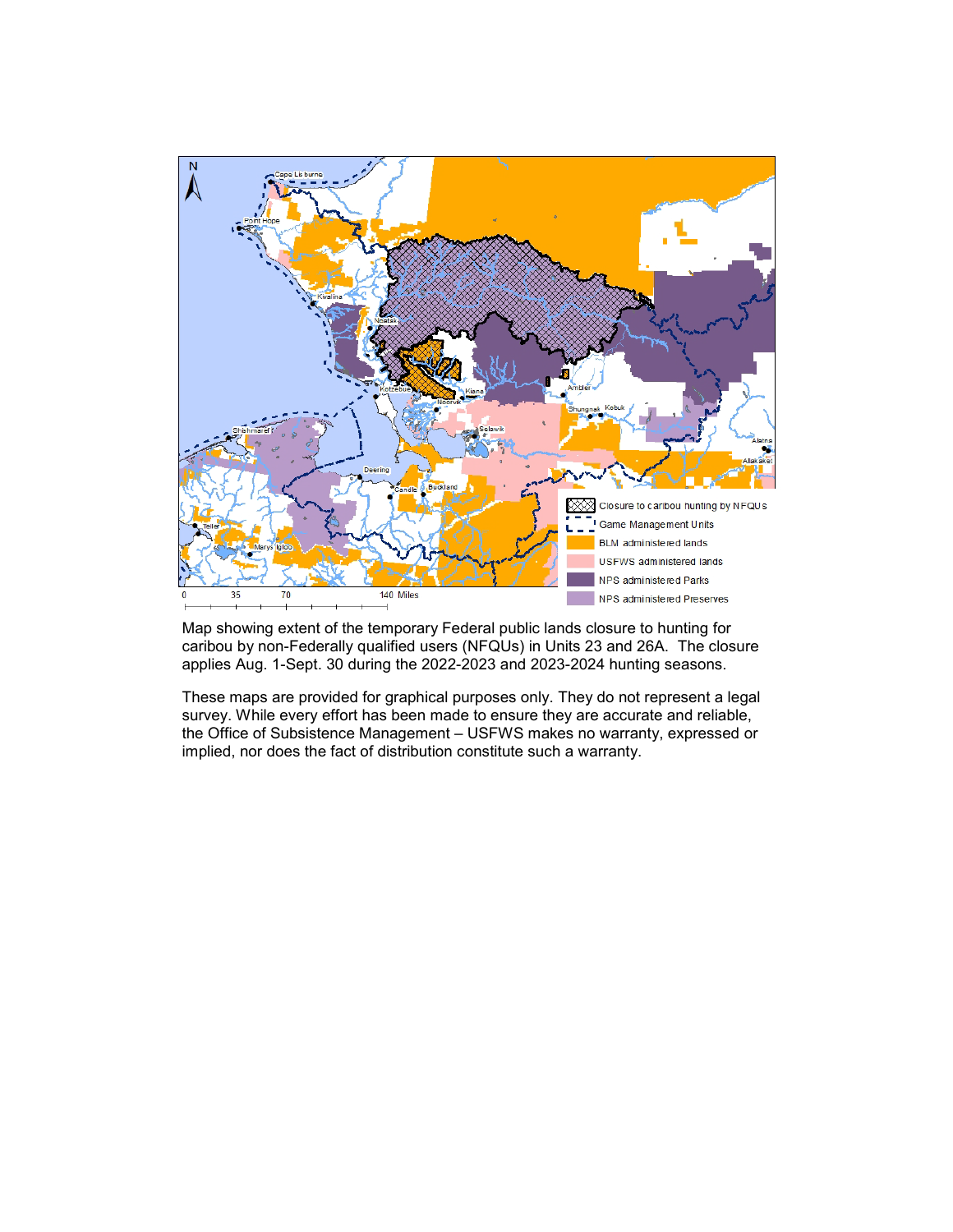Map showing extent of the temporary Federal public lands closure to hunting for caribou by non-Federally qualified users (NFQUs) in Units 23 and 26A. The closure applies Aug. 1-Sept. 30 during the 2022-2023 and 2023-2024 hunting seasons.

These maps are provided for graphical purposes only. They do not represent a legal survey. While every effort has been made to ensure they are accurate and reliable, the Office of Subsistence Management – USFWS makes no warranty, expressed or implied, nor does the fact of distribution constitute such a warranty.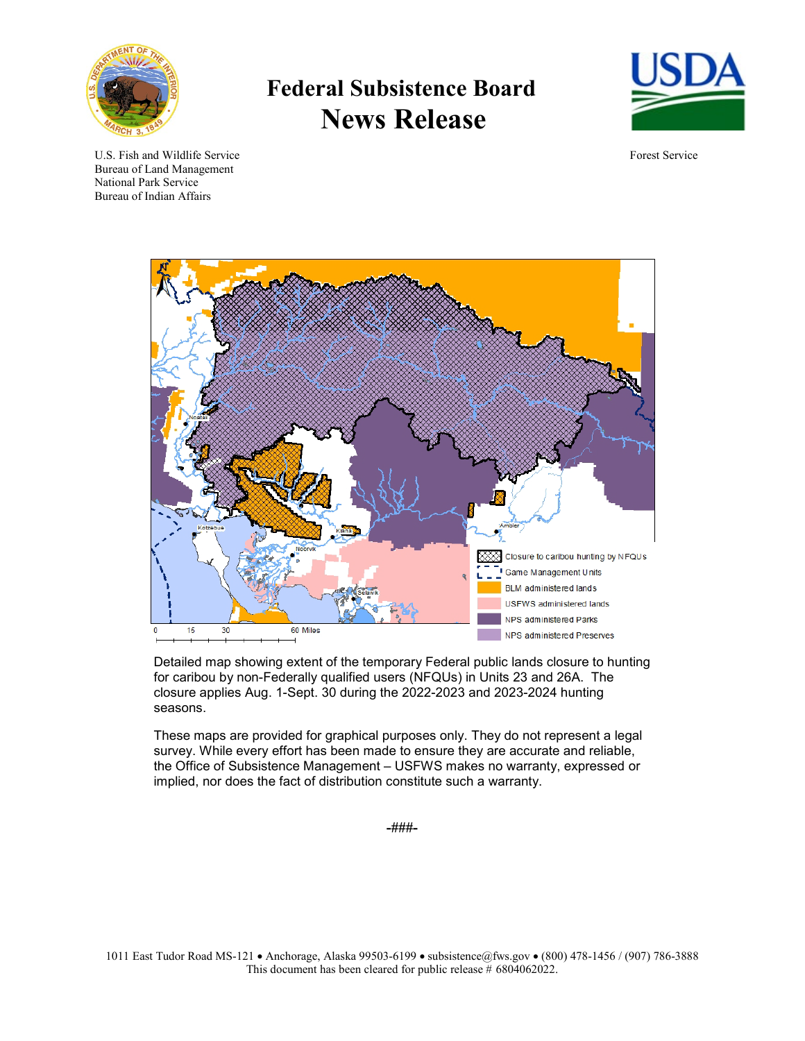# Federal Subsistence Board
# News Release

U.S. Fish and Wildlife Service
Bureau of Land Management
National Park Service
Bureau of Indian Affairs

Forest Service

Noatak
Kotzebue
Kiana
Noorvik
Selawik
Ambler

Closure to caribou hunting by NFQUs
Game Management Units
BLM administered lands
USFWS administered lands
NPS administered Parks
NPS administered Preserves

0 15 30 60 Miles

Detailed map showing extent of the temporary Federal public lands closure to hunting for caribou by non-Federally qualified users (NFQUs) in Units 23 and 26A. The closure applies Aug. 1-Sept. 30 during the 2022-2023 and 2023-2024 hunting seasons.

These maps are provided for graphical purposes only. They do not represent a legal survey. While every effort has been made to ensure they are accurate and reliable, the Office of Subsistence Management – USFWS makes no warranty, expressed or implied, nor does the fact of distribution constitute such a warranty.

-###-

1011 East Tudor Road MS-121 • Anchorage, Alaska 99503-6199 • subsistence@fws.gov • (800) 478-1456 / (907) 786-3888
This document has been cleared for public release # 6804062022.